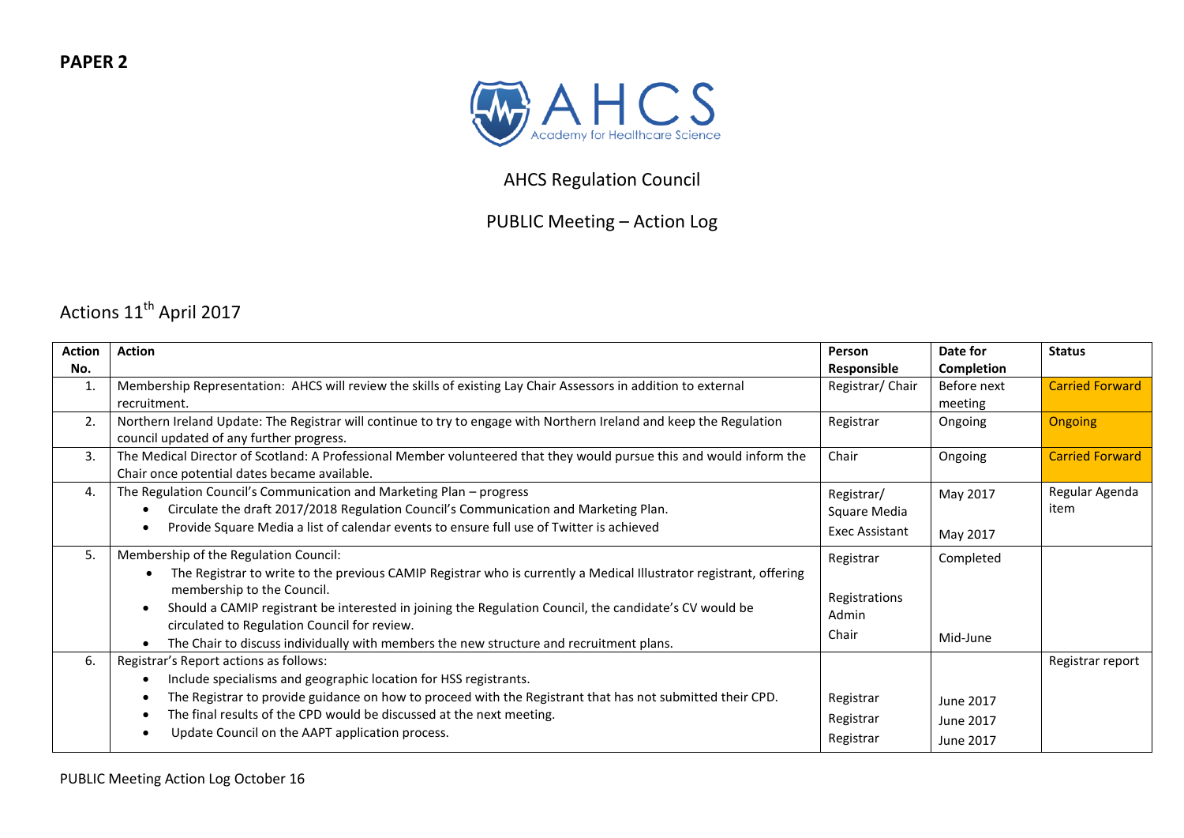**PAPER 2**

AHCS
Academy for Healthcare Science

AHCS Regulation Council

PUBLIC Meeting – Action Log

## Actions 11th April 2017

| Action No. | Action | Person Responsible | Date for Completion | Status |
|---|---|---|---|---|
| 1. | Membership Representation: AHCS will review the skills of existing Lay Chair Assessors in addition to external recruitment. | Registrar/ Chair | Before next meeting | Carried Forward |
| 2. | Northern Ireland Update: The Registrar will continue to try to engage with Northern Ireland and keep the Regulation council updated of any further progress. | Registrar | Ongoing | Ongoing |
| 3. | The Medical Director of Scotland: A Professional Member volunteered that they would pursue this and would inform the Chair once potential dates became available. | Chair | Ongoing | Carried Forward |
| 4. | The Regulation Council's Communication and Marketing Plan – progress<br>• Circulate the draft 2017/2018 Regulation Council's Communication and Marketing Plan.<br>• Provide Square Media a list of calendar events to ensure full use of Twitter is achieved | Registrar/ Square Media<br>Exec Assistant | May 2017<br>May 2017 | Regular Agenda item |
| 5. | Membership of the Regulation Council:<br>• The Registrar to write to the previous CAMIP Registrar who is currently a Medical Illustrator registrant, offering membership to the Council.<br>• Should a CAMIP registrant be interested in joining the Regulation Council, the candidate's CV would be circulated to Regulation Council for review.<br>• The Chair to discuss individually with members the new structure and recruitment plans. | Registrar<br>Registrations Admin<br>Chair | Completed<br><br>Mid-June | |
| 6. | Registrar's Report actions as follows:<br>• Include specialisms and geographic location for HSS registrants.<br>• The Registrar to provide guidance on how to proceed with the Registrant that has not submitted their CPD.<br>• The final results of the CPD would be discussed at the next meeting.<br>• Update Council on the AAPT application process. | Registrar<br>Registrar<br>Registrar | June 2017<br>June 2017<br>June 2017 | Registrar report |

PUBLIC Meeting Action Log October 16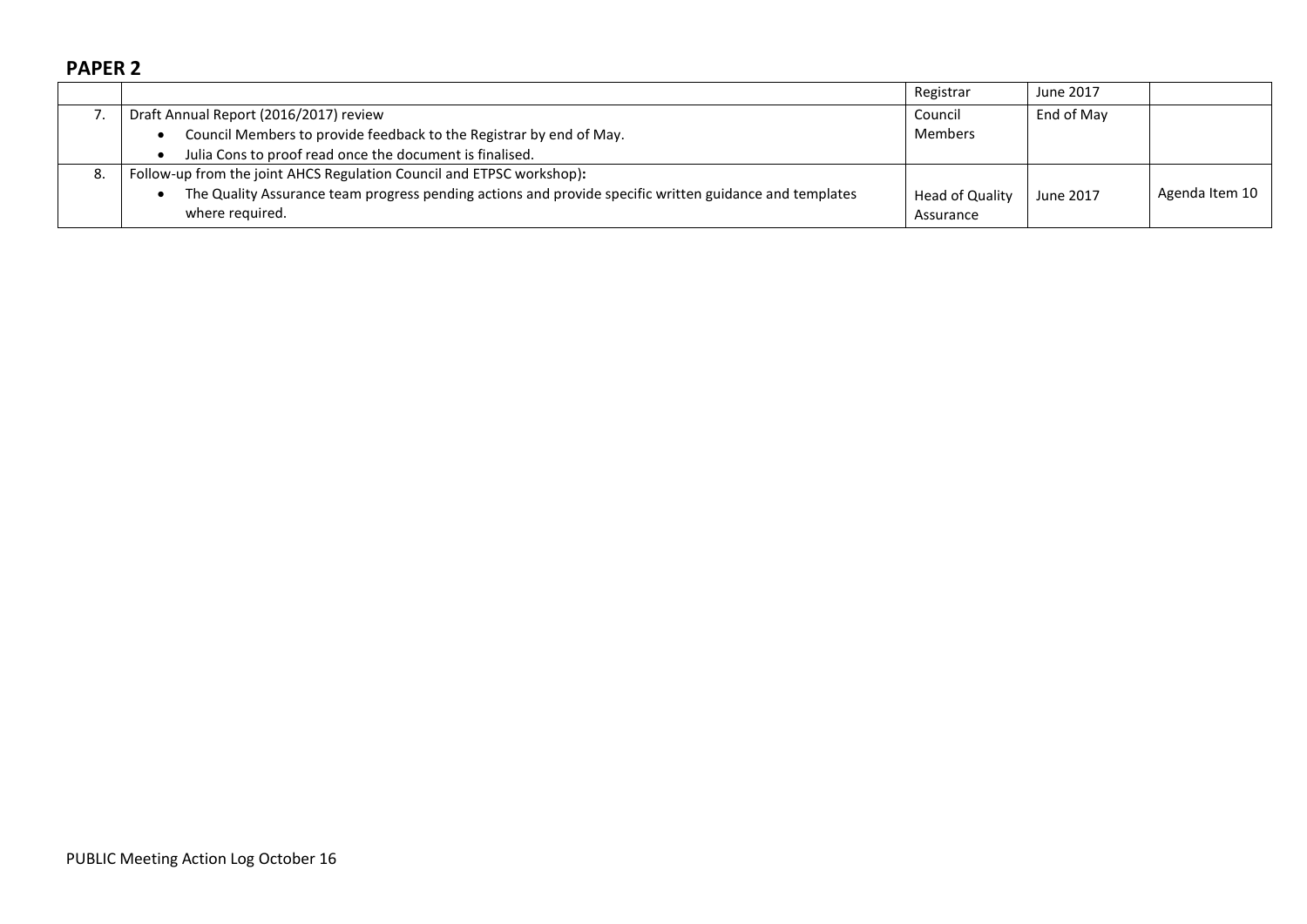## PAPER 2

| | | | | |
|---|---|---|---|---|
| | | Registrar | June 2017 | |
| 7. | Draft Annual Report (2016/2017) review<br>• Council Members to provide feedback to the Registrar by end of May.<br>• Julia Cons to proof read once the document is finalised. | Council Members | End of May | |
| 8. | Follow-up from the joint AHCS Regulation Council and ETPSC workshop):<br>• The Quality Assurance team progress pending actions and provide specific written guidance and templates where required. | Head of Quality Assurance | June 2017 | Agenda Item 10 |

PUBLIC Meeting Action Log October 16